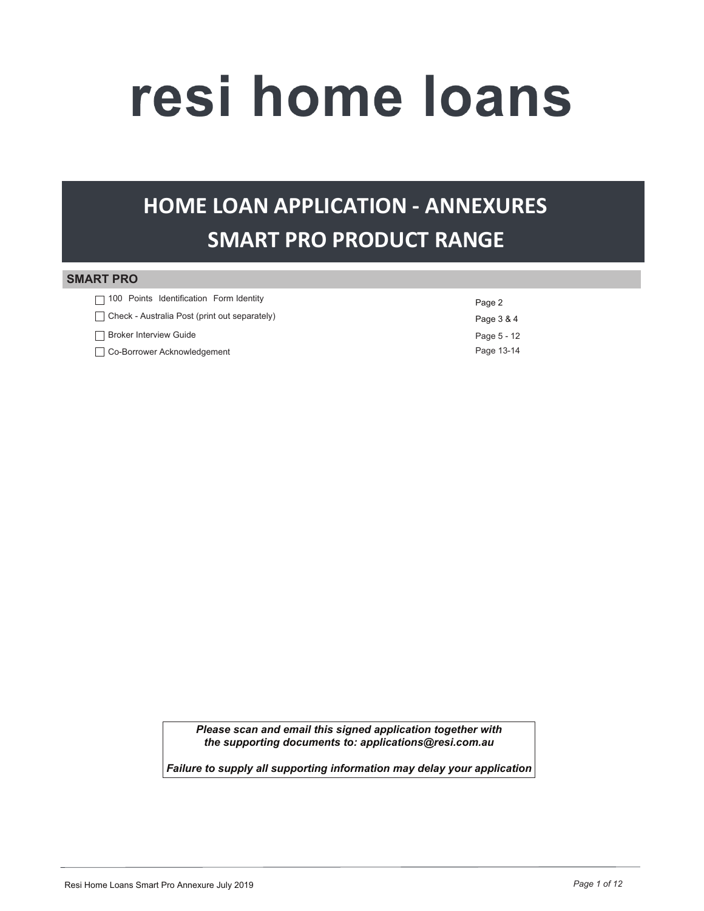# resi home loans

## HOME LOAN APPLICATION - ANNEXURES
## SMART PRO PRODUCT RANGE

### SMART PRO

| | |
|---|---|
| ☐ 100 Points Identification Form Identity | Page 2 |
| ☐ Check - Australia Post (print out separately) | Page 3 & 4 |
| ☐ Broker Interview Guide | Page 5 - 12 |
| ☐ Co-Borrower Acknowledgement | Page 13-14 |

***Please scan and email this signed application together with the supporting documents to: applications@resi.com.au***

***Failure to supply all supporting information may delay your application***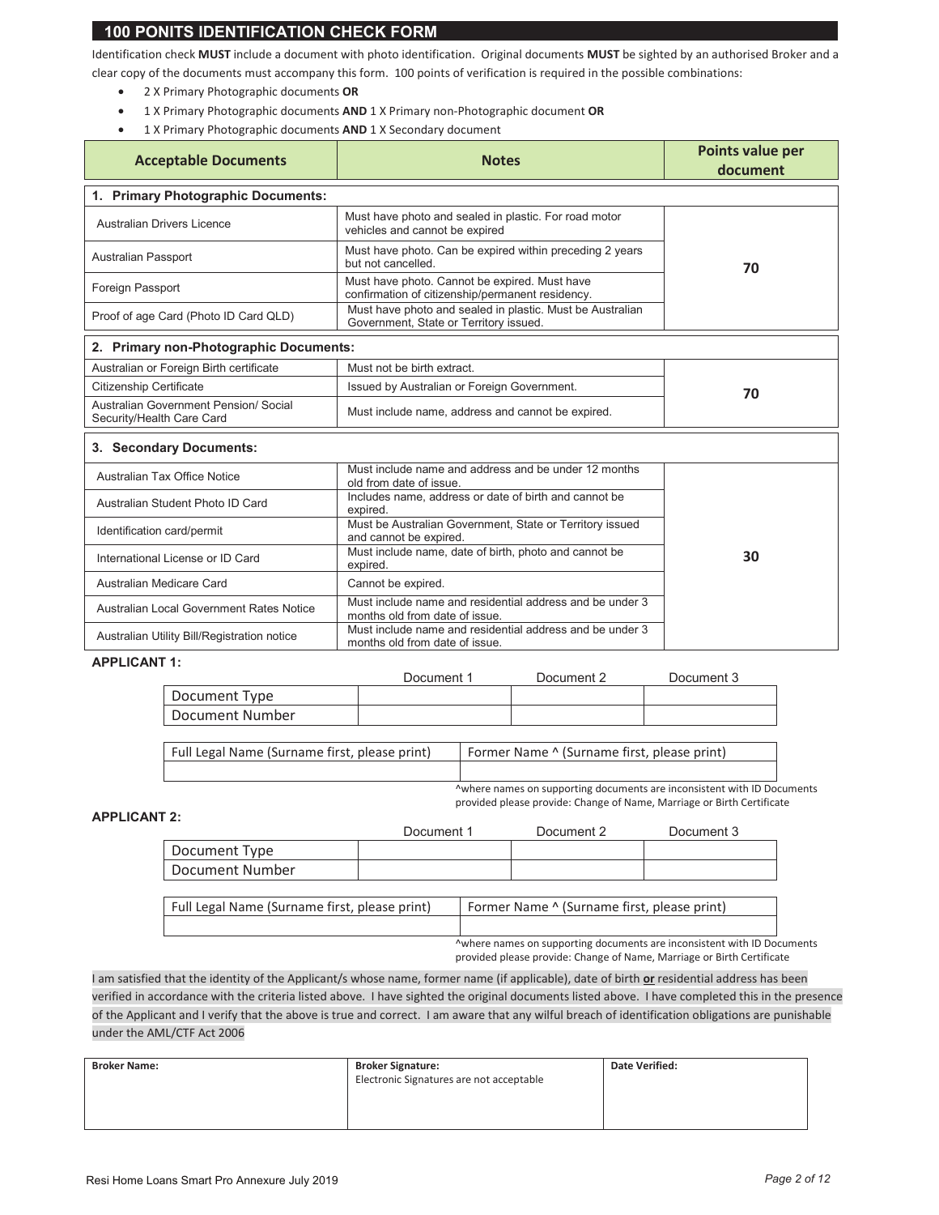## 100 PONITS IDENTIFICATION CHECK FORM

Identification check **MUST** include a document with photo identification. Original documents **MUST** be sighted by an authorised Broker and a clear copy of the documents must accompany this form. 100 points of verification is required in the possible combinations:

- 2 X Primary Photographic documents **OR**
- 1 X Primary Photographic documents **AND** 1 X Primary non-Photographic document **OR**
- 1 X Primary Photographic documents **AND** 1 X Secondary document

| Acceptable Documents | Notes | Points value per document |
|---|---|---|
| **1. Primary Photographic Documents:** | | |
| Australian Drivers Licence | Must have photo and sealed in plastic. For road motor vehicles and cannot be expired | 70 |
| Australian Passport | Must have photo. Can be expired within preceding 2 years but not cancelled. | |
| Foreign Passport | Must have photo. Cannot be expired. Must have confirmation of citizenship/permanent residency. | |
| Proof of age Card (Photo ID Card QLD) | Must have photo and sealed in plastic. Must be Australian Government, State or Territory issued. | |
| **2. Primary non-Photographic Documents:** | | |
| Australian or Foreign Birth certificate | Must not be birth extract. | 70 |
| Citizenship Certificate | Issued by Australian or Foreign Government. | |
| Australian Government Pension/ Social Security/Health Care Card | Must include name, address and cannot be expired. | |
| **3. Secondary Documents:** | | |
| Australian Tax Office Notice | Must include name and address and be under 12 months old from date of issue. | 30 |
| Australian Student Photo ID Card | Includes name, address or date of birth and cannot be expired. | |
| Identification card/permit | Must be Australian Government, State or Territory issued and cannot be expired. | |
| International License or ID Card | Must include name, date of birth, photo and cannot be expired. | |
| Australian Medicare Card | Cannot be expired. | |
| Australian Local Government Rates Notice | Must include name and residential address and be under 3 months old from date of issue. | |
| Australian Utility Bill/Registration notice | Must include name and residential address and be under 3 months old from date of issue. | |

**APPLICANT 1:**

| | Document 1 | Document 2 | Document 3 |
|---|---|---|---|
| Document Type | | | |
| Document Number | | | |

| Full Legal Name (Surname first, please print) | Former Name ^ (Surname first, please print) |
|---|---|
| | |

^where names on supporting documents are inconsistent with ID Documents provided please provide: Change of Name, Marriage or Birth Certificate

**APPLICANT 2:**

| | Document 1 | Document 2 | Document 3 |
|---|---|---|---|
| Document Type | | | |
| Document Number | | | |

| Full Legal Name (Surname first, please print) | Former Name ^ (Surname first, please print) |
|---|---|
| | |

^where names on supporting documents are inconsistent with ID Documents provided please provide: Change of Name, Marriage or Birth Certificate

I am satisfied that the identity of the Applicant/s whose name, former name (if applicable), date of birth **or** residential address has been verified in accordance with the criteria listed above. I have sighted the original documents listed above. I have completed this in the presence of the Applicant and I verify that the above is true and correct. I am aware that any wilful breach of identification obligations are punishable under the AML/CTF Act 2006

| **Broker Name:** | **Broker Signature:** Electronic Signatures are not acceptable | **Date Verified:** |
|---|---|---|
| | | |

Resi Home Loans Smart Pro Annexure July 2019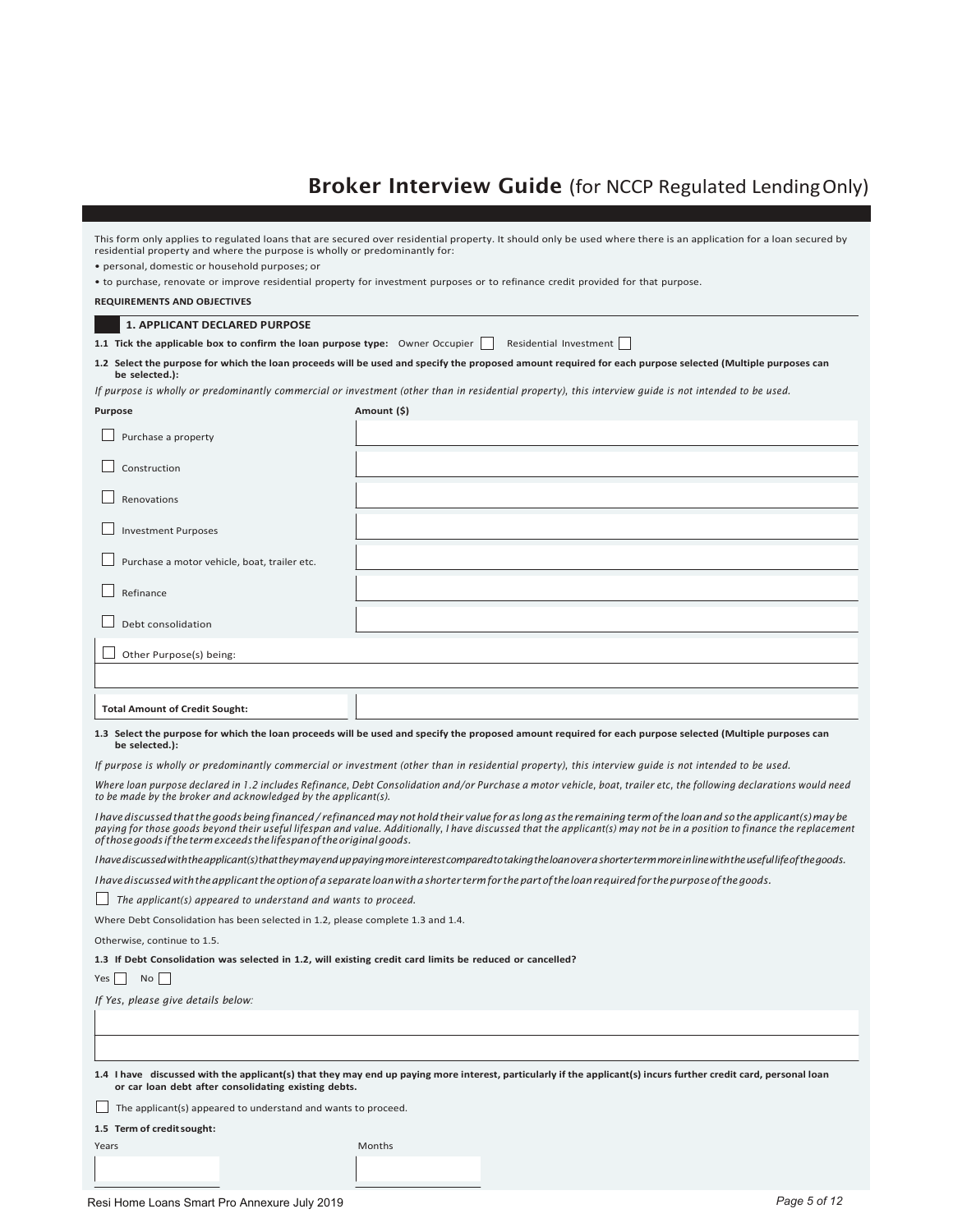# Broker Interview Guide (for NCCP Regulated Lending Only)

This form only applies to regulated loans that are secured over residential property. It should only be used where there is an application for a loan secured by residential property and where the purpose is wholly or predominantly for:

- personal, domestic or household purposes; or
- to purchase, renovate or improve residential property for investment purposes or to refinance credit provided for that purpose.

**REQUIREMENTS AND OBJECTIVES**

## 1. APPLICANT DECLARED PURPOSE

**1.1 Tick the applicable box to confirm the loan purpose type:** Owner Occupier ☐ Residential Investment ☐

**1.2 Select the purpose for which the loan proceeds will be used and specify the proposed amount required for each purpose selected (Multiple purposes can be selected.):**

*If purpose is wholly or predominantly commercial or investment (other than in residential property), this interview guide is not intended to be used.*

| Purpose | Amount ($) |
|---|---|
| ☐ Purchase a property | |
| ☐ Construction | |
| ☐ Renovations | |
| ☐ Investment Purposes | |
| ☐ Purchase a motor vehicle, boat, trailer etc. | |
| ☐ Refinance | |
| ☐ Debt consolidation | |
| ☐ Other Purpose(s) being: | |
| | |
| **Total Amount of Credit Sought:** | |

**1.3 Select the purpose for which the loan proceeds will be used and specify the proposed amount required for each purpose selected (Multiple purposes can be selected.):**

*If purpose is wholly or predominantly commercial or investment (other than in residential property), this interview guide is not intended to be used.*

*Where loan purpose declared in 1.2 includes Refinance, Debt Consolidation and/or Purchase a motor vehicle, boat, trailer etc, the following declarations would need to be made by the broker and acknowledged by the applicant(s).*

*I have discussed that the goods being financed / refinanced may not hold their value for as long as the remaining term of the loan and so the applicant(s) may be paying for those goods beyond their useful lifespan and value. Additionally, I have discussed that the applicant(s) may not be in a position to finance the replacement of those goods if the term exceeds the lifespan of the original goods.*

*I have discussed with the applicant(s) that they may end up paying more interest compared to taking the loan over a shorter term more in line with the useful life of the goods.*

*I have discussed with the applicant the option of a separate loan with a shorter term for the part of the loan required for the purpose of the goods.*

☐ *The applicant(s) appeared to understand and wants to proceed.*

Where Debt Consolidation has been selected in 1.2, please complete 1.3 and 1.4.

Otherwise, continue to 1.5.

**1.3 If Debt Consolidation was selected in 1.2, will existing credit card limits be reduced or cancelled?**

Yes ☐ No ☐

*If Yes, please give details below:*

**1.4 I have discussed with the applicant(s) that they may end up paying more interest, particularly if the applicant(s) incurs further credit card, personal loan or car loan debt after consolidating existing debts.**

☐ The applicant(s) appeared to understand and wants to proceed.

**1.5 Term of credit sought:**

| Years | Months |
|---|---|
| | |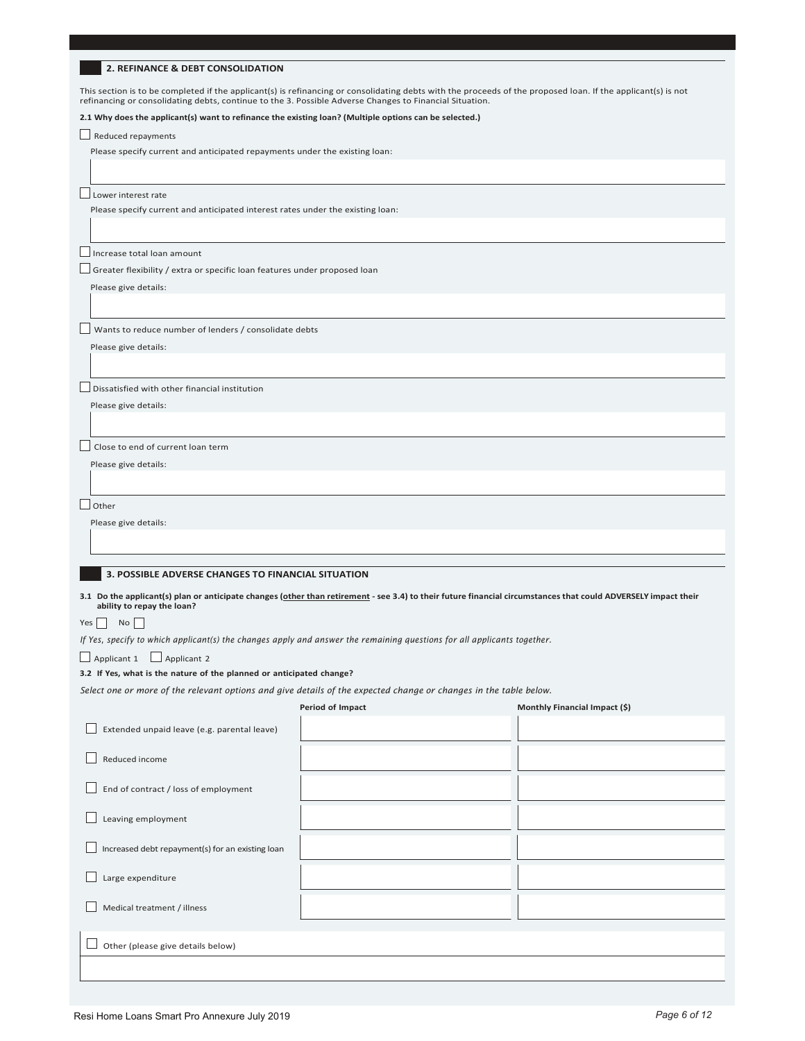## 2. REFINANCE & DEBT CONSOLIDATION

This section is to be completed if the applicant(s) is refinancing or consolidating debts with the proceeds of the proposed loan. If the applicant(s) is not refinancing or consolidating debts, continue to the 3. Possible Adverse Changes to Financial Situation.

**2.1 Why does the applicant(s) want to refinance the existing loan? (Multiple options can be selected.)**

☐ Reduced repayments

Please specify current and anticipated repayments under the existing loan:

☐ Lower interest rate

Please specify current and anticipated interest rates under the existing loan:

☐ Increase total loan amount

☐ Greater flexibility / extra or specific loan features under proposed loan

Please give details:

☐ Wants to reduce number of lenders / consolidate debts

Please give details:

☐ Dissatisfied with other financial institution

Please give details:

☐ Close to end of current loan term

Please give details:

☐ Other

Please give details:

## 3. POSSIBLE ADVERSE CHANGES TO FINANCIAL SITUATION

**3.1 Do the applicant(s) plan or anticipate changes (other than retirement - see 3.4) to their future financial circumstances that could ADVERSELY impact their ability to repay the loan?**

Yes ☐ No ☐

*If Yes, specify to which applicant(s) the changes apply and answer the remaining questions for all applicants together.*

☐ Applicant 1 ☐ Applicant 2

**3.2 If Yes, what is the nature of the planned or anticipated change?**

*Select one or more of the relevant options and give details of the expected change or changes in the table below.*

| | Period of Impact | Monthly Financial Impact ($) |
|---|---|---|
| ☐ Extended unpaid leave (e.g. parental leave) | | |
| ☐ Reduced income | | |
| ☐ End of contract / loss of employment | | |
| ☐ Leaving employment | | |
| ☐ Increased debt repayment(s) for an existing loan | | |
| ☐ Large expenditure | | |
| ☐ Medical treatment / illness | | |

☐ Other (please give details below)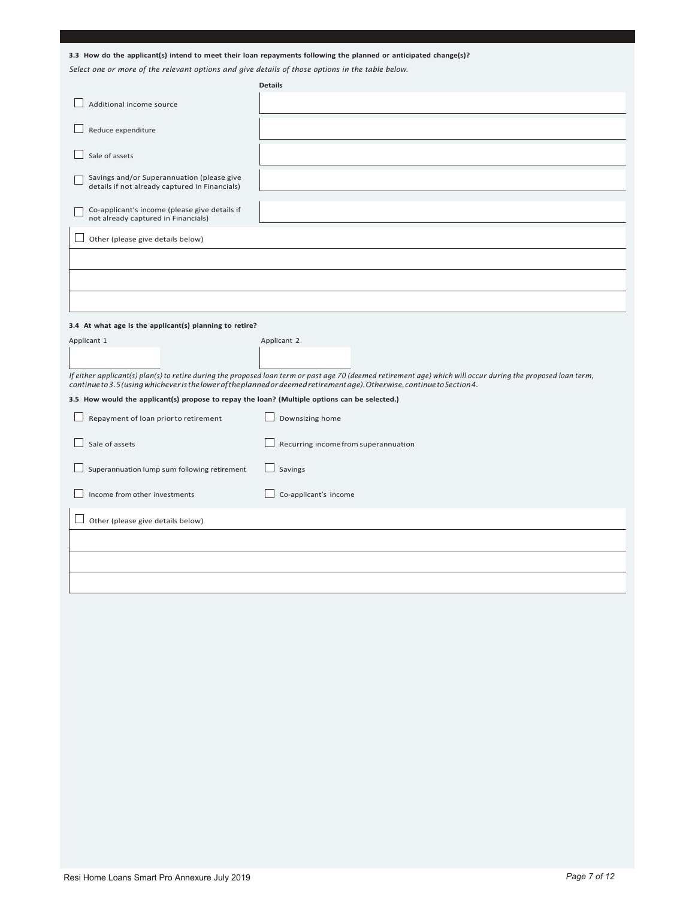**3.3 How do the applicant(s) intend to meet their loan repayments following the planned or anticipated change(s)?**

*Select one or more of the relevant options and give details of those options in the table below.*

| | **Details** |
|---|---|
| ☐ Additional income source | |
| ☐ Reduce expenditure | |
| ☐ Sale of assets | |
| ☐ Savings and/or Superannuation (please give details if not already captured in Financials) | |
| ☐ Co-applicant's income (please give details if not already captured in Financials) | |

☐ Other (please give details below)

**3.4 At what age is the applicant(s) planning to retire?**

| Applicant 1 | Applicant 2 |
|---|---|
| | |

*If either applicant(s) plan(s) to retire during the proposed loan term or past age 70 (deemed retirement age) which will occur during the proposed loan term, continue to 3.5 (using whichever is the lower of the planned or deemed retirement age). Otherwise, continue to Section 4.*

**3.5 How would the applicant(s) propose to repay the loan? (Multiple options can be selected.)**

| | |
|---|---|
| ☐ Repayment of loan prior to retirement | ☐ Downsizing home |
| ☐ Sale of assets | ☐ Recurring income from superannuation |
| ☐ Superannuation lump sum following retirement | ☐ Savings |
| ☐ Income from other investments | ☐ Co-applicant's income |

☐ Other (please give details below)

Resi Home Loans Smart Pro Annexure July 2019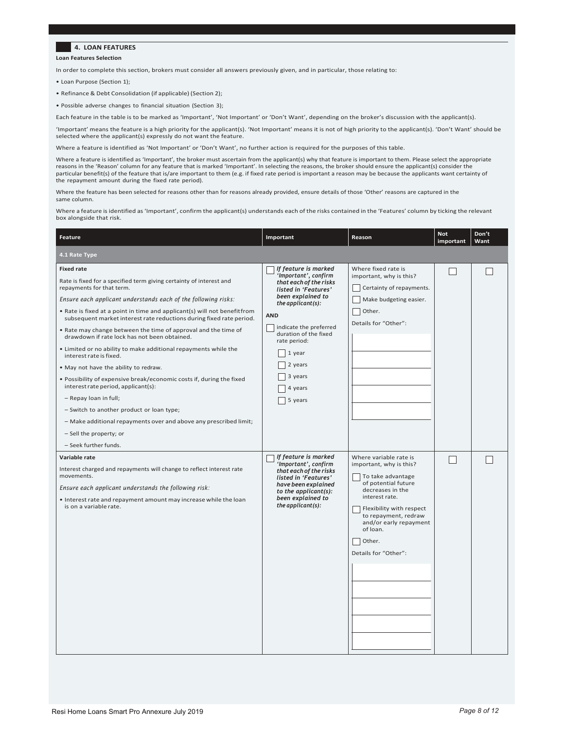## 4. LOAN FEATURES

**Loan Features Selection**

In order to complete this section, brokers must consider all answers previously given, and in particular, those relating to:

- Loan Purpose (Section 1);
- Refinance & Debt Consolidation (if applicable) (Section 2);
- Possible adverse changes to financial situation (Section 3);

Each feature in the table is to be marked as 'Important', 'Not Important' or 'Don't Want', depending on the broker's discussion with the applicant(s).

'Important' means the feature is a high priority for the applicant(s). 'Not Important' means it is not of high priority to the applicant(s). 'Don't Want' should be selected where the applicant(s) expressly do not want the feature.

Where a feature is identified as 'Not Important' or 'Don't Want', no further action is required for the purposes of this table.

Where a feature is identified as 'Important', the broker must ascertain from the applicant(s) why that feature is important to them. Please select the appropriate reasons in the 'Reason' column for any feature that is marked 'Important'. In selecting the reasons, the broker should ensure the applicant(s) consider the particular benefit(s) of the feature that is/are important to them (e.g. if fixed rate period is important a reason may be because the applicants want certainty of the repayment amount during the fixed rate period).

Where the feature has been selected for reasons other than for reasons already provided, ensure details of those 'Other' reasons are captured in the same column.

Where a feature is identified as 'Important', confirm the applicant(s) understands each of the risks contained in the 'Features' column by ticking the relevant box alongside that risk.

| Feature | Important | Reason | Not important | Don't Want |
|---|---|---|---|---|
| **4.1 Rate Type** | | | | |
| **Fixed rate**<br>Rate is fixed for a specified term giving certainty of interest and repayments for that term.<br>*Ensure each applicant understands each of the following risks:*<br>• Rate is fixed at a point in time and applicant(s) will not benefit from subsequent market interest rate reductions during fixed rate period.<br>• Rate may change between the time of approval and the time of drawdown if rate lock has not been obtained.<br>• Limited or no ability to make additional repayments while the interest rate is fixed.<br>• May not have the ability to redraw.<br>• Possibility of expensive break/economic costs if, during the fixed interest rate period, applicant(s):<br>– Repay loan in full;<br>– Switch to another product or loan type;<br>– Make additional repayments over and above any prescribed limit;<br>– Sell the property; or<br>– Seek further funds. | ☐ ***If feature is marked 'Important', confirm that each of the risks listed in 'Features' been explained to the applicant(s):***<br>**AND**<br>☐ indicate the preferred duration of the fixed rate period:<br>☐ 1 year<br>☐ 2 years<br>☐ 3 years<br>☐ 4 years<br>☐ 5 years | Where fixed rate is important, why is this?<br>☐ Certainty of repayments.<br>☐ Make budgeting easier.<br>☐ Other.<br>Details for "Other": | ☐ | ☐ |
| **Variable rate**<br>Interest charged and repayments will change to reflect interest rate movements.<br>*Ensure each applicant understands the following risk:*<br>• Interest rate and repayment amount may increase while the loan is on a variable rate. | ☐ ***If feature is marked 'Important', confirm that each of the risks listed in 'Features' have been explained to the applicant(s): been explained to the applicant(s):*** | Where variable rate is important, why is this?<br>☐ To take advantage of potential future decreases in the interest rate.<br>☐ Flexibility with respect to repayment, redraw and/or early repayment of loan.<br>☐ Other.<br>Details for "Other": | ☐ | ☐ |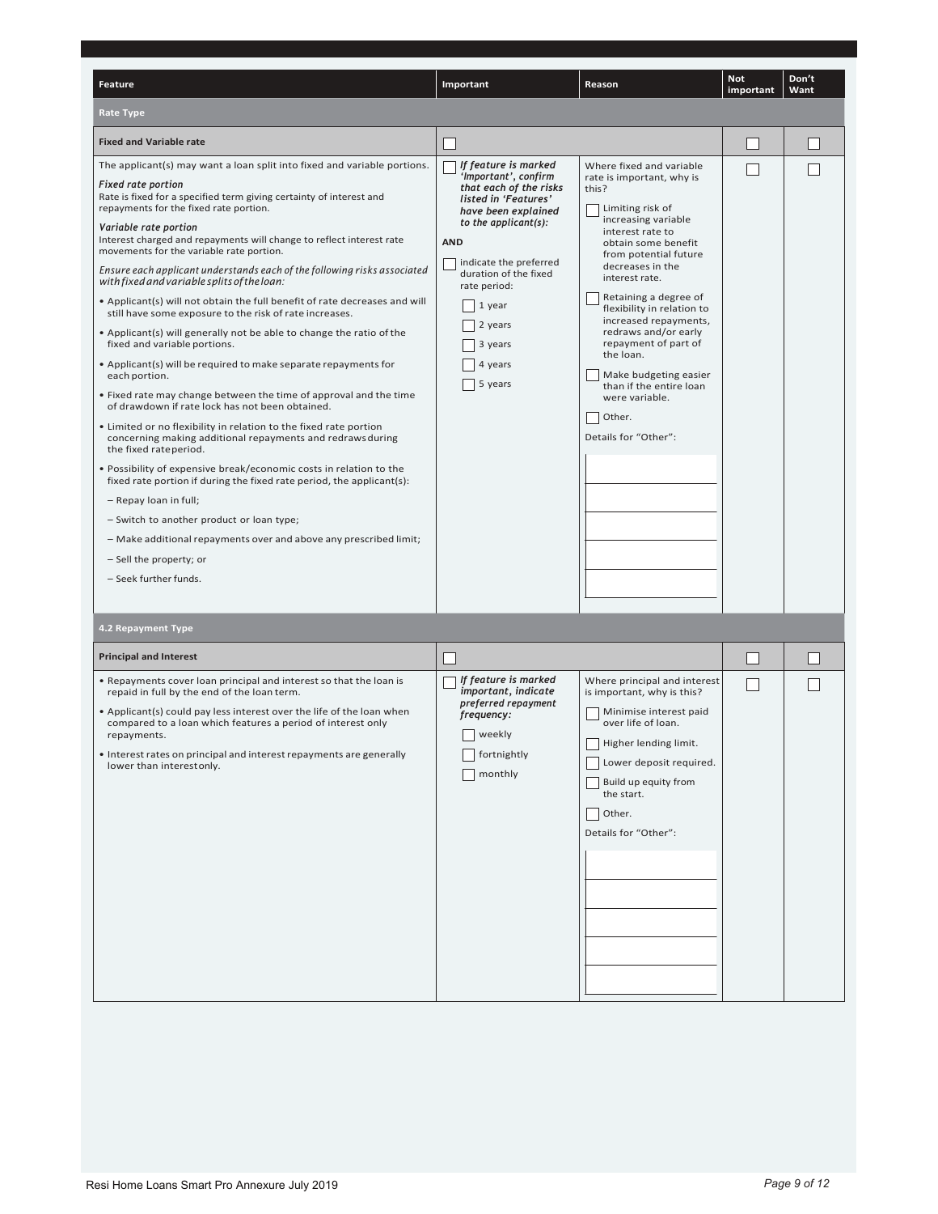| Feature | Important | Reason | Not important | Don't Want |
|---|---|---|---|---|
| **Rate Type** | | | | |
| **Fixed and Variable rate** | ☐ | | ☐ | ☐ |
| The applicant(s) may want a loan split into fixed and variable portions.<br><br>***Fixed rate portion***<br>Rate is fixed for a specified term giving certainty of interest and repayments for the fixed rate portion.<br><br>***Variable rate portion***<br>Interest charged and repayments will change to reflect interest rate movements for the variable rate portion.<br><br>*Ensure each applicant understands each of the following risks associated with fixed and variable splits of the loan:*<br>• Applicant(s) will not obtain the full benefit of rate decreases and will still have some exposure to the risk of rate increases.<br>• Applicant(s) will generally not be able to change the ratio of the fixed and variable portions.<br>• Applicant(s) will be required to make separate repayments for each portion.<br>• Fixed rate may change between the time of approval and the time of drawdown if rate lock has not been obtained.<br>• Limited or no flexibility in relation to the fixed rate portion concerning making additional repayments and redraws during the fixed rate period.<br>• Possibility of expensive break/economic costs in relation to the fixed rate portion if during the fixed rate period, the applicant(s):<br>– Repay loan in full;<br>– Switch to another product or loan type;<br>– Make additional repayments over and above any prescribed limit;<br>– Sell the property; or<br>– Seek further funds. | ☐ ***If feature is marked 'Important', confirm that each of the risks listed in 'Features' have been explained to the applicant(s):***<br><br>**AND**<br><br>☐ indicate the preferred duration of the fixed rate period:<br>☐ 1 year<br>☐ 2 years<br>☐ 3 years<br>☐ 4 years<br>☐ 5 years | Where fixed and variable rate is important, why is this?<br><br>☐ Limiting risk of increasing variable interest rate to obtain some benefit from potential future decreases in the interest rate.<br>☐ Retaining a degree of flexibility in relation to increased repayments, redraws and/or early repayment of part of the loan.<br>☐ Make budgeting easier than if the entire loan were variable.<br>☐ Other.<br><br>Details for "Other": | ☐ | ☐ |
| **4.2 Repayment Type** | | | | |
| **Principal and Interest** | ☐ | | ☐ | ☐ |
| • Repayments cover loan principal and interest so that the loan is repaid in full by the end of the loan term.<br>• Applicant(s) could pay less interest over the life of the loan when compared to a loan which features a period of interest only repayments.<br>• Interest rates on principal and interest repayments are generally lower than interest only. | ☐ ***If feature is marked important, indicate preferred repayment frequency:***<br>☐ weekly<br>☐ fortnightly<br>☐ monthly | Where principal and interest is important, why is this?<br><br>☐ Minimise interest paid over life of loan.<br>☐ Higher lending limit.<br>☐ Lower deposit required.<br>☐ Build up equity from the start.<br>☐ Other.<br><br>Details for "Other": | ☐ | ☐ |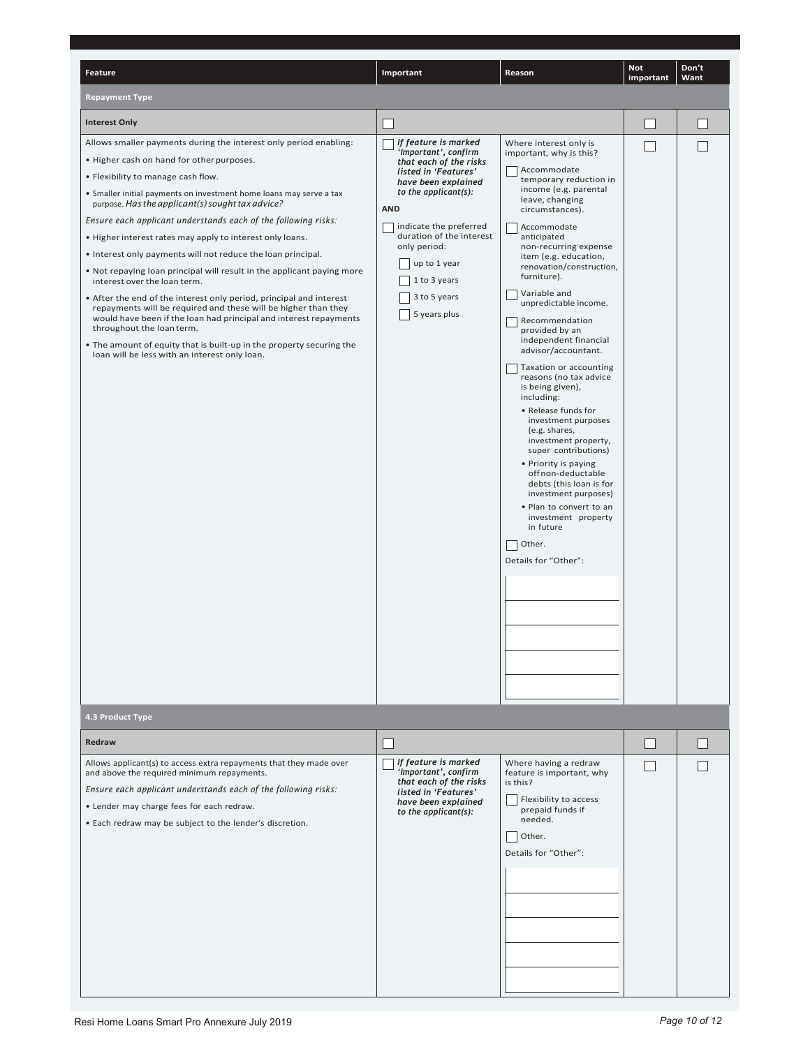| Feature | Important | Reason | Not important | Don't Want |
|---|---|---|---|---|
| **Repayment Type** | | | | |
| **Interest Only** | ☐ | | ☐ | ☐ |
| Allows smaller payments during the interest only period enabling:<br>• Higher cash on hand for other purposes.<br>• Flexibility to manage cash flow.<br>• Smaller initial payments on investment home loans may serve a tax purpose. *Has the applicant(s) sought tax advice?*<br>*Ensure each applicant understands each of the following risks:*<br>• Higher interest rates may apply to interest only loans.<br>• Interest only payments will not reduce the loan principal.<br>• Not repaying loan principal will result in the applicant paying more interest over the loan term.<br>• After the end of the interest only period, principal and interest repayments will be required and these will be higher than they would have been if the loan had principal and interest repayments throughout the loan term.<br>• The amount of equity that is built-up in the property securing the loan will be less with an interest only loan. | ☐ ***If feature is marked 'Important', confirm that each of the risks listed in 'Features' have been explained to the applicant(s):***<br>**AND**<br>☐ indicate the preferred duration of the interest only period:<br>☐ up to 1 year<br>☐ 1 to 3 years<br>☐ 3 to 5 years<br>☐ 5 years plus | Where interest only is important, why is this?<br>☐ Accommodate temporary reduction in income (e.g. parental leave, changing circumstances).<br>☐ Accommodate anticipated non-recurring expense item (e.g. education, renovation/construction, furniture).<br>☐ Variable and unpredictable income.<br>☐ Recommendation provided by an independent financial advisor/accountant.<br>☐ Taxation or accounting reasons (no tax advice is being given), including:<br>• Release funds for investment purposes (e.g. shares, investment property, super contributions)<br>• Priority is paying off non-deductable debts (this loan is for investment purposes)<br>• Plan to convert to an investment property in future<br>☐ Other.<br>Details for "Other": | ☐ | ☐ |
| **4.3 Product Type** | | | | |
| **Redraw** | ☐ | | ☐ | ☐ |
| Allows applicant(s) to access extra repayments that they made over and above the required minimum repayments.<br>*Ensure each applicant understands each of the following risks:*<br>• Lender may charge fees for each redraw.<br>• Each redraw may be subject to the lender's discretion. | ☐ ***If feature is marked 'Important', confirm that each of the risks listed in 'Features' have been explained to the applicant(s):*** | Where having a redraw feature is important, why is this?<br>☐ Flexibility to access prepaid funds if needed.<br>☐ Other.<br>Details for "Other": | ☐ | ☐ |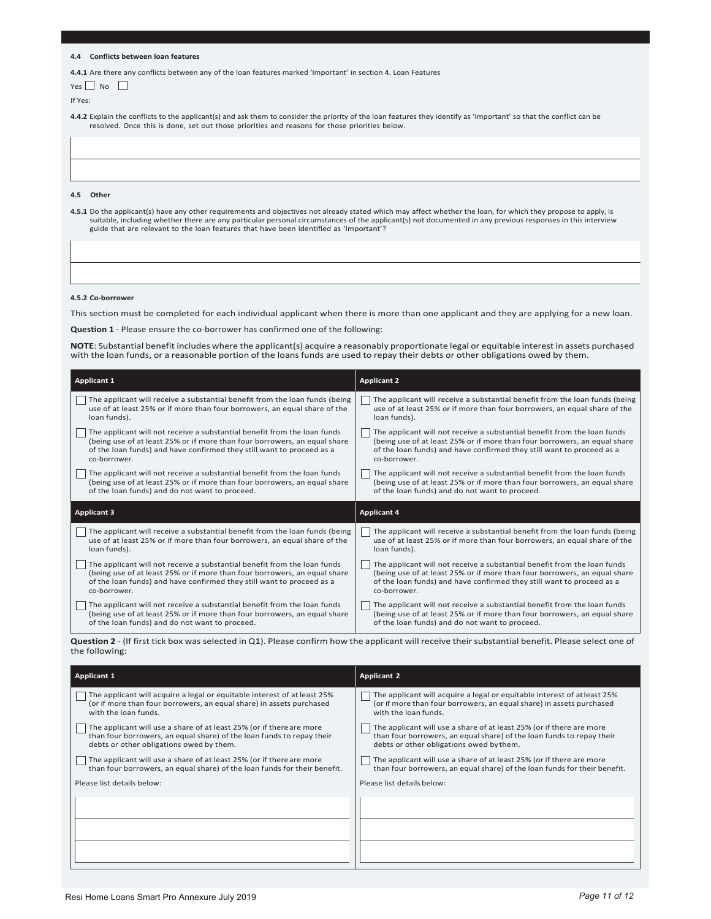#### 4.4 Conflicts between loan features

**4.4.1** Are there any conflicts between any of the loan features marked 'Important' in section 4. Loan Features

Yes ☐ No ☐

If Yes:

**4.4.2** Explain the conflicts to the applicant(s) and ask them to consider the priority of the loan features they identify as 'Important' so that the conflict can be resolved. Once this is done, set out those priorities and reasons for those priorities below.

#### 4.5 Other

**4.5.1** Do the applicant(s) have any other requirements and objectives not already stated which may affect whether the loan, for which they propose to apply, is suitable, including whether there are any particular personal circumstances of the applicant(s) not documented in any previous responses in this interview guide that are relevant to the loan features that have been identified as 'Important'?

**4.5.2 Co-borrower**

This section must be completed for each individual applicant when there is more than one applicant and they are applying for a new loan.

**Question 1** - Please ensure the co-borrower has confirmed one of the following:

**NOTE**: Substantial benefit includes where the applicant(s) acquire a reasonably proportionate legal or equitable interest in assets purchased with the loan funds, or a reasonable portion of the loans funds are used to repay their debts or other obligations owed by them.

| Applicant 1 | Applicant 2 |
|---|---|
| ☐ The applicant will receive a substantial benefit from the loan funds (being use of at least 25% or if more than four borrowers, an equal share of the loan funds). | ☐ The applicant will receive a substantial benefit from the loan funds (being use of at least 25% or if more than four borrowers, an equal share of the loan funds). |
| ☐ The applicant will not receive a substantial benefit from the loan funds (being use of at least 25% or if more than four borrowers, an equal share of the loan funds) and have confirmed they still want to proceed as a co-borrower. | ☐ The applicant will not receive a substantial benefit from the loan funds (being use of at least 25% or if more than four borrowers, an equal share of the loan funds) and have confirmed they still want to proceed as a co-borrower. |
| ☐ The applicant will not receive a substantial benefit from the loan funds (being use of at least 25% or if more than four borrowers, an equal share of the loan funds) and do not want to proceed. | ☐ The applicant will not receive a substantial benefit from the loan funds (being use of at least 25% or if more than four borrowers, an equal share of the loan funds) and do not want to proceed. |
| **Applicant 3** | **Applicant 4** |
| ☐ The applicant will receive a substantial benefit from the loan funds (being use of at least 25% or if more than four borrowers, an equal share of the loan funds). | ☐ The applicant will receive a substantial benefit from the loan funds (being use of at least 25% or if more than four borrowers, an equal share of the loan funds). |
| ☐ The applicant will not receive a substantial benefit from the loan funds (being use of at least 25% or if more than four borrowers, an equal share of the loan funds) and have confirmed they still want to proceed as a co-borrower. | ☐ The applicant will not receive a substantial benefit from the loan funds (being use of at least 25% or if more than four borrowers, an equal share of the loan funds) and have confirmed they still want to proceed as a co-borrower. |
| ☐ The applicant will not receive a substantial benefit from the loan funds (being use of at least 25% or if more than four borrowers, an equal share of the loan funds) and do not want to proceed. | ☐ The applicant will not receive a substantial benefit from the loan funds (being use of at least 25% or if more than four borrowers, an equal share of the loan funds) and do not want to proceed. |

**Question 2** - (If first tick box was selected in Q1). Please confirm how the applicant will receive their substantial benefit. Please select one of the following:

| Applicant 1 | Applicant 2 |
|---|---|
| ☐ The applicant will acquire a legal or equitable interest of at least 25% (or if more than four borrowers, an equal share) in assets purchased with the loan funds. | ☐ The applicant will acquire a legal or equitable interest of at least 25% (or if more than four borrowers, an equal share) in assets purchased with the loan funds. |
| ☐ The applicant will use a share of at least 25% (or if there are more than four borrowers, an equal share) of the loan funds to repay their debts or other obligations owed by them. | ☐ The applicant will use a share of at least 25% (or if there are more than four borrowers, an equal share) of the loan funds to repay their debts or other obligations owed by them. |
| ☐ The applicant will use a share of at least 25% (or if there are more than four borrowers, an equal share) of the loan funds for their benefit. | ☐ The applicant will use a share of at least 25% (or if there are more than four borrowers, an equal share) of the loan funds for their benefit. |
| Please list details below: | Please list details below: |
| | |
| | |
| | |

Resi Home Loans Smart Pro Annexure July 2019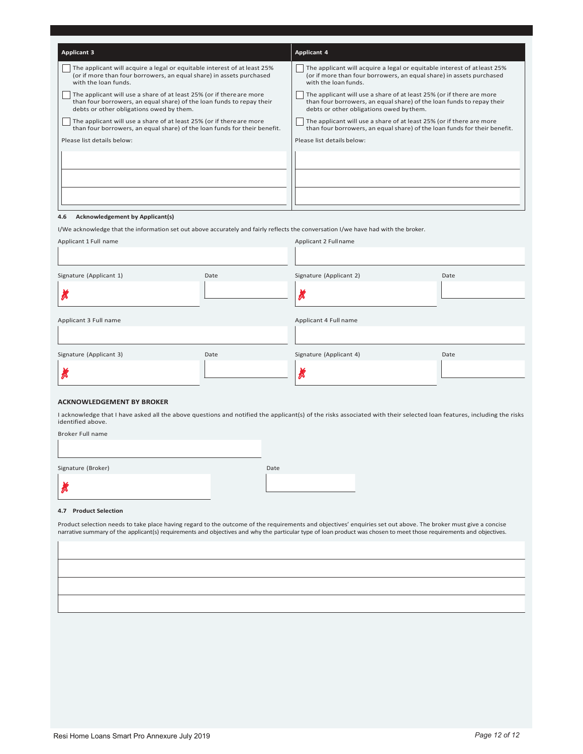| Applicant 3 | Applicant 4 |
|---|---|
| ☐ The applicant will acquire a legal or equitable interest of at least 25% (or if more than four borrowers, an equal share) in assets purchased with the loan funds. | ☐ The applicant will acquire a legal or equitable interest of at least 25% (or if more than four borrowers, an equal share) in assets purchased with the loan funds. |
| ☐ The applicant will use a share of at least 25% (or if there are more than four borrowers, an equal share) of the loan funds to repay their debts or other obligations owed by them. | ☐ The applicant will use a share of at least 25% (or if there are more than four borrowers, an equal share) of the loan funds to repay their debts or other obligations owed by them. |
| ☐ The applicant will use a share of at least 25% (or if there are more than four borrowers, an equal share) of the loan funds for their benefit. | ☐ The applicant will use a share of at least 25% (or if there are more than four borrowers, an equal share) of the loan funds for their benefit. |
| Please list details below: | Please list details below: |
| | |
| | |
| | |

**4.6 Acknowledgement by Applicant(s)**

I/We acknowledge that the information set out above accurately and fairly reflects the conversation I/we have had with the broker.

| Applicant 1 Full name | | Applicant 2 Full name | |
|---|---|---|---|
| | | | |
| Signature (Applicant 1) | Date | Signature (Applicant 2) | Date |
| ✗ | | ✗ | |
| Applicant 3 Full name | | Applicant 4 Full name | |
| | | | |
| Signature (Applicant 3) | Date | Signature (Applicant 4) | Date |
| ✗ | | ✗ | |

**ACKNOWLEDGEMENT BY BROKER**

I acknowledge that I have asked all the above questions and notified the applicant(s) of the risks associated with their selected loan features, including the risks identified above.

| Broker Full name | |
|---|---|
| | |
| Signature (Broker) | Date |
| ✗ | |

**4.7 Product Selection**

Product selection needs to take place having regard to the outcome of the requirements and objectives' enquiries set out above. The broker must give a concise narrative summary of the applicant(s) requirements and objectives and why the particular type of loan product was chosen to meet those requirements and objectives.

| |
|---|
| |
| |
| |
| |

Resi Home Loans Smart Pro Annexure July 2019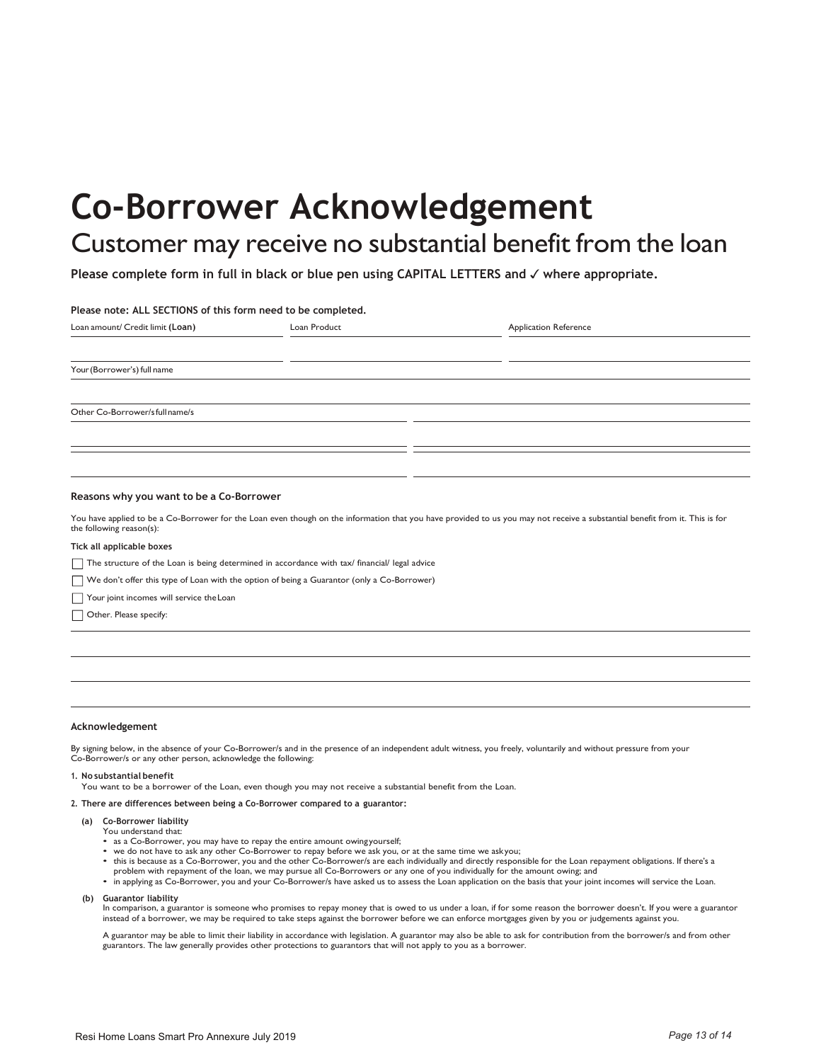# Co-Borrower Acknowledgement

## Customer may receive no substantial benefit from the loan

**Please complete form in full in black or blue pen using CAPITAL LETTERS and ✓ where appropriate.**

**Please note: ALL SECTIONS of this form need to be completed.**

| Loan amount/ Credit limit **(Loan)** | Loan Product | Application Reference |
|---|---|---|
| | | |

Your (Borrower's) full name

Other Co-Borrower/s full name/s

### Reasons why you want to be a Co-Borrower

You have applied to be a Co-Borrower for the Loan even though on the information that you have provided to us you may not receive a substantial benefit from it. This is for the following reason(s):

**Tick all applicable boxes**

- ☐ The structure of the Loan is being determined in accordance with tax/ financial/ legal advice
- ☐ We don't offer this type of Loan with the option of being a Guarantor (only a Co-Borrower)
- ☐ Your joint incomes will service the Loan
- ☐ Other. Please specify:

### Acknowledgement

By signing below, in the absence of your Co-Borrower/s and in the presence of an independent adult witness, you freely, voluntarily and without pressure from your Co-Borrower/s or any other person, acknowledge the following:

**1. No substantial benefit**
You want to be a borrower of the Loan, even though you may not receive a substantial benefit from the Loan.

**2. There are differences between being a Co-Borrower compared to a guarantor:**

**(a) Co-Borrower liability**
You understand that:

- as a Co-Borrower, you may have to repay the entire amount owing yourself;
- we do not have to ask any other Co-Borrower to repay before we ask you, or at the same time we ask you;
- this is because as a Co-Borrower, you and the other Co-Borrower/s are each individually and directly responsible for the Loan repayment obligations. If there's a problem with repayment of the loan, we may pursue all Co-Borrowers or any one of you individually for the amount owing; and
- in applying as Co-Borrower, you and your Co-Borrower/s have asked us to assess the Loan application on the basis that your joint incomes will service the Loan.

**(b) Guarantor liability**
In comparison, a guarantor is someone who promises to repay money that is owed to us under a loan, if for some reason the borrower doesn't. If you were a guarantor instead of a borrower, we may be required to take steps against the borrower before we can enforce mortgages given by you or judgements against you.

A guarantor may be able to limit their liability in accordance with legislation. A guarantor may also be able to ask for contribution from the borrower/s and from other guarantors. The law generally provides other protections to guarantors that will not apply to you as a borrower.

Resi Home Loans Smart Pro Annexure July 2019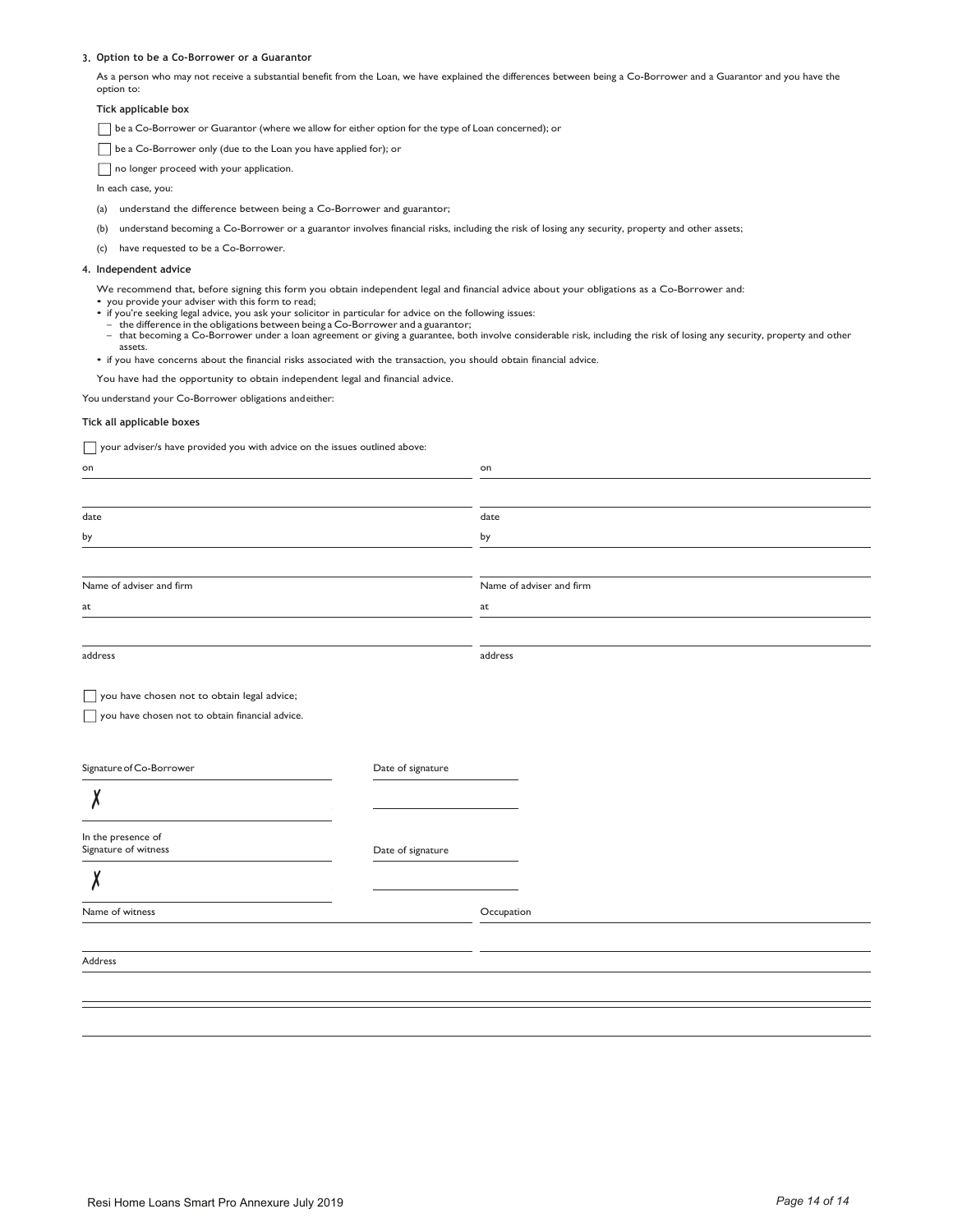### 3. Option to be a Co-Borrower or a Guarantor

As a person who may not receive a substantial benefit from the Loan, we have explained the differences between being a Co-Borrower and a Guarantor and you have the option to:

**Tick applicable box**

☐ be a Co-Borrower or Guarantor (where we allow for either option for the type of Loan concerned); or

☐ be a Co-Borrower only (due to the Loan you have applied for); or

☐ no longer proceed with your application.

In each case, you:

(a) understand the difference between being a Co-Borrower and guarantor;

(b) understand becoming a Co-Borrower or a guarantor involves financial risks, including the risk of losing any security, property and other assets;

(c) have requested to be a Co-Borrower.

### 4. Independent advice

We recommend that, before signing this form you obtain independent legal and financial advice about your obligations as a Co-Borrower and:

- you provide your adviser with this form to read;
- if you're seeking legal advice, you ask your solicitor in particular for advice on the following issues:
  - the difference in the obligations between being a Co-Borrower and a guarantor;
  - that becoming a Co-Borrower under a loan agreement or giving a guarantee, both involve considerable risk, including the risk of losing any security, property and other assets.
- if you have concerns about the financial risks associated with the transaction, you should obtain financial advice.

You have had the opportunity to obtain independent legal and financial advice.

You understand your Co-Borrower obligations and either:

**Tick all applicable boxes**

☐ your adviser/s have provided you with advice on the issues outlined above:

| | |
|---|---|
| on | on |
| date | date |
| by | by |
| Name of adviser and firm | Name of adviser and firm |
| at | at |
| address | address |

☐ you have chosen not to obtain legal advice;

☐ you have chosen not to obtain financial advice.

| | |
|---|---|
| Signature of Co-Borrower | Date of signature |
| ✗ | |
| In the presence of<br>Signature of witness | Date of signature |
| ✗ | |
| Name of witness | Occupation |

Address